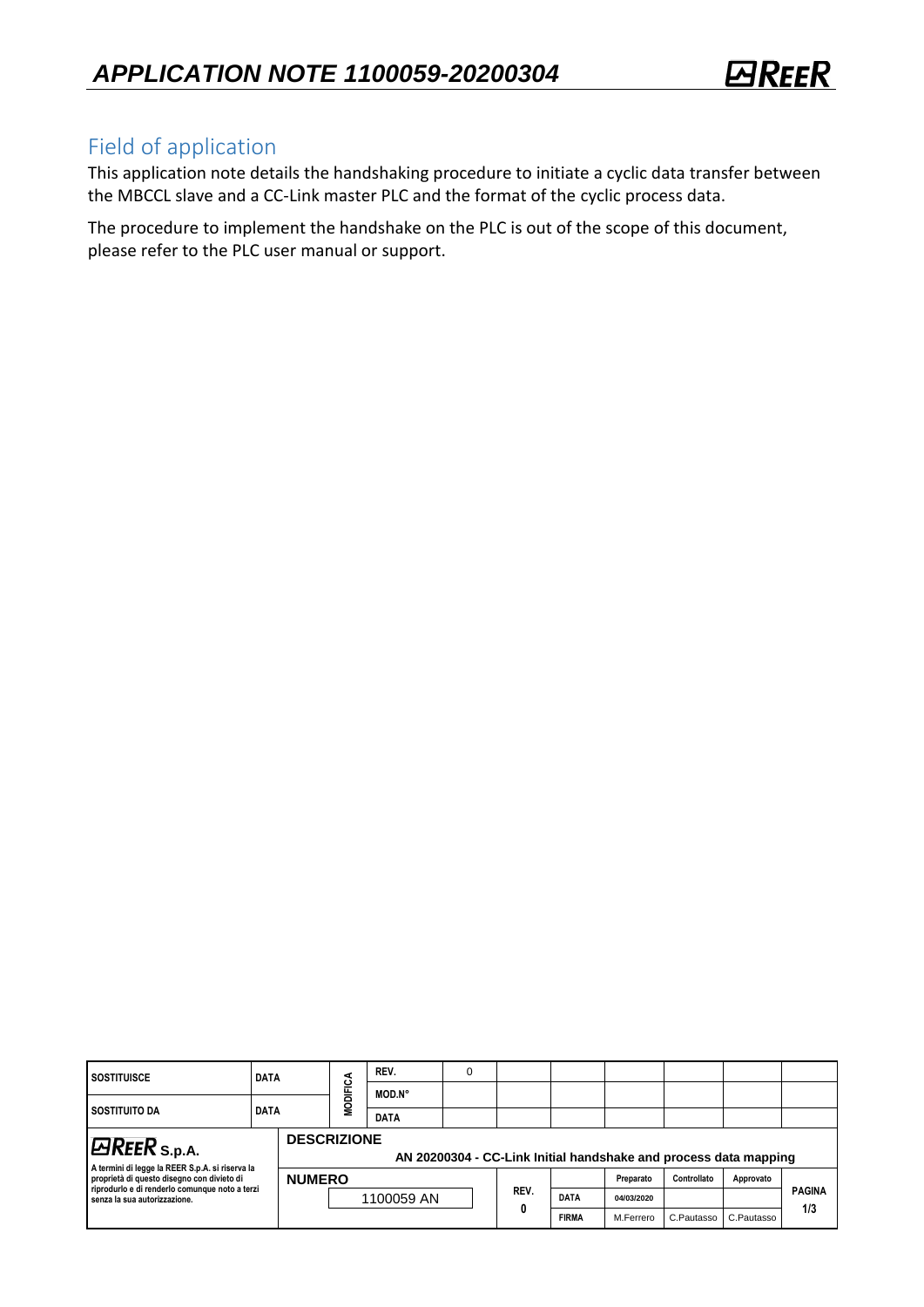# APPLICATION NOTE 1100059-20200304

## Field of application

This application note details the handshaking procedure to initiate a cyclic data transfer between the MBCCL slave and a CC-Link master PLC and the format of the cyclic process data.

The procedure to implement the handshake on the PLC is out of the scope of this document, please refer to the PLC user manual or support.

| | | | | | | | | | | |
|---|---|---|---|---|---|---|---|---|---|---|
| SOSTITUISCE | DATA | MODIFICA | REV. | 0 | | | | | | |
| | | | MOD.N° | | | | | | | |
| SOSTITUITO DA | DATA | | DATA | | | | | | | |

| | | | | | | | |
|---|---|---|---|---|---|---|---|
| REER S.p.A. | DESCRIZIONE | AN 20200304 - CC-Link Initial handshake and process data mapping | | | | | |
| A termini di legge la REER S.p.A. si riserva la proprietà di questo disegno con divieto di riprodurlo e di renderlo comunque noto a terzi senza la sua autorizzazione. | NUMERO | | | Preparato | Controllato | Approvato | PAGINA |
| | 1100059 AN | REV. 0 | DATA | 04/03/2020 | | | 1/3 |
| | | | FIRMA | M.Ferrero | C.Pautasso | C.Pautasso | |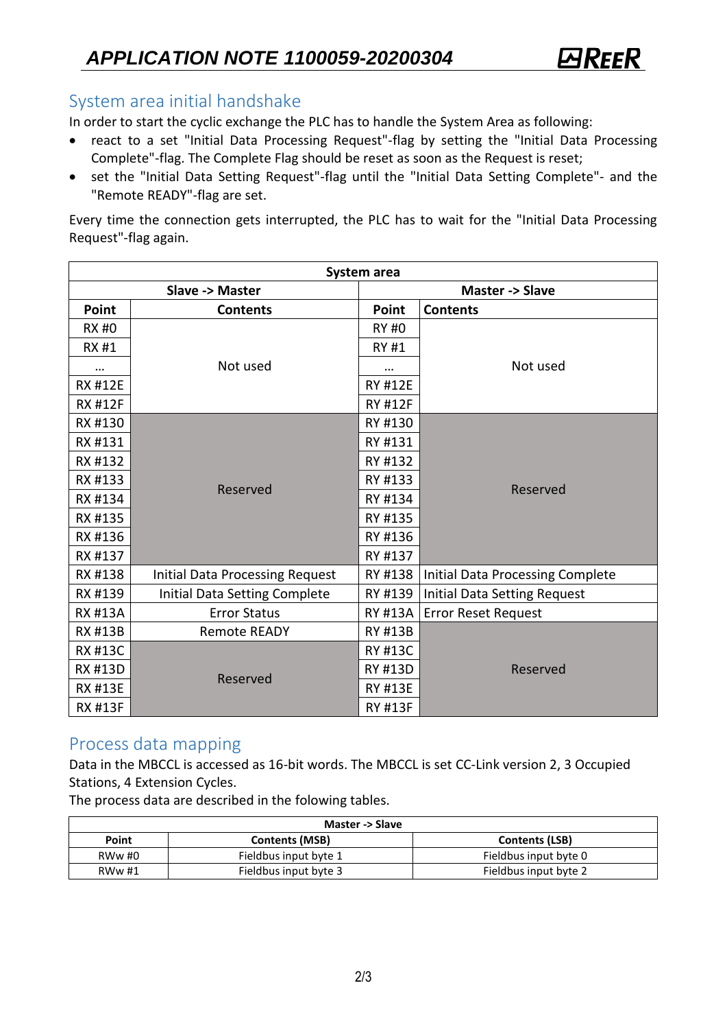## System area initial handshake

In order to start the cyclic exchange the PLC has to handle the System Area as following:

- react to a set "Initial Data Processing Request"-flag by setting the "Initial Data Processing Complete"-flag. The Complete Flag should be reset as soon as the Request is reset;
- set the "Initial Data Setting Request"-flag until the "Initial Data Setting Complete"- and the "Remote READY"-flag are set.

Every time the connection gets interrupted, the PLC has to wait for the "Initial Data Processing Request"-flag again.

| System area | | | |
|---|---|---|---|
| Slave -> Master | | Master -> Slave | |
| **Point** | **Contents** | **Point** | **Contents** |
| RX #0 | Not used | RY #0 | Not used |
| RX #1 | | RY #1 | |
| … | | … | |
| RX #12E | | RY #12E | |
| RX #12F | | RY #12F | |
| RX #130 | Reserved | RY #130 | Reserved |
| RX #131 | | RY #131 | |
| RX #132 | | RY #132 | |
| RX #133 | | RY #133 | |
| RX #134 | | RY #134 | |
| RX #135 | | RY #135 | |
| RX #136 | | RY #136 | |
| RX #137 | | RY #137 | |
| RX #138 | Initial Data Processing Request | RY #138 | Initial Data Processing Complete |
| RX #139 | Initial Data Setting Complete | RY #139 | Initial Data Setting Request |
| RX #13A | Error Status | RY #13A | Error Reset Request |
| RX #13B | Remote READY | RY #13B | Reserved |
| RX #13C | Reserved | RY #13C | |
| RX #13D | | RY #13D | |
| RX #13E | | RY #13E | |
| RX #13F | | RY #13F | |

## Process data mapping

Data in the MBCCL is accessed as 16-bit words. The MBCCL is set CC-Link version 2, 3 Occupied Stations, 4 Extension Cycles.
The process data are described in the folowing tables.

| Master -> Slave | | |
|---|---|---|
| **Point** | **Contents (MSB)** | **Contents (LSB)** |
| RWw #0 | Fieldbus input byte 1 | Fieldbus input byte 0 |
| RWw #1 | Fieldbus input byte 3 | Fieldbus input byte 2 |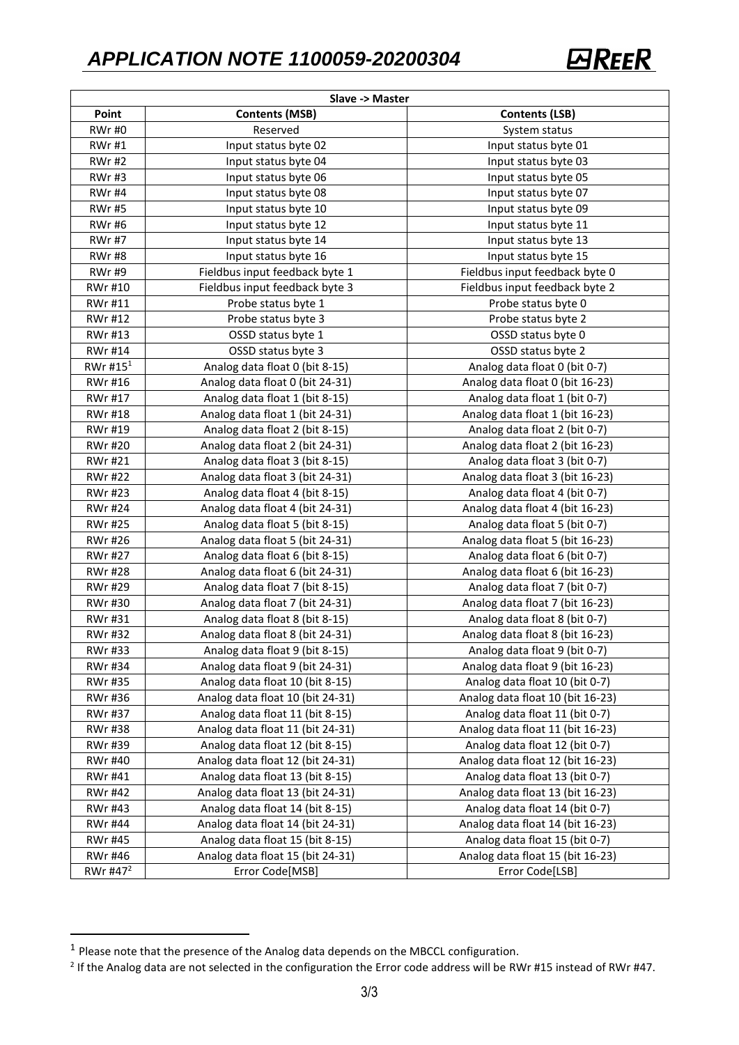| Slave -> Master | | |
|---|---|---|
| **Point** | **Contents (MSB)** | **Contents (LSB)** |
| RWr #0 | Reserved | System status |
| RWr #1 | Input status byte 02 | Input status byte 01 |
| RWr #2 | Input status byte 04 | Input status byte 03 |
| RWr #3 | Input status byte 06 | Input status byte 05 |
| RWr #4 | Input status byte 08 | Input status byte 07 |
| RWr #5 | Input status byte 10 | Input status byte 09 |
| RWr #6 | Input status byte 12 | Input status byte 11 |
| RWr #7 | Input status byte 14 | Input status byte 13 |
| RWr #8 | Input status byte 16 | Input status byte 15 |
| RWr #9 | Fieldbus input feedback byte 1 | Fieldbus input feedback byte 0 |
| RWr #10 | Fieldbus input feedback byte 3 | Fieldbus input feedback byte 2 |
| RWr #11 | Probe status byte 1 | Probe status byte 0 |
| RWr #12 | Probe status byte 3 | Probe status byte 2 |
| RWr #13 | OSSD status byte 1 | OSSD status byte 0 |
| RWr #14 | OSSD status byte 3 | OSSD status byte 2 |
| RWr #15[1] | Analog data float 0 (bit 8-15) | Analog data float 0 (bit 0-7) |
| RWr #16 | Analog data float 0 (bit 24-31) | Analog data float 0 (bit 16-23) |
| RWr #17 | Analog data float 1 (bit 8-15) | Analog data float 1 (bit 0-7) |
| RWr #18 | Analog data float 1 (bit 24-31) | Analog data float 1 (bit 16-23) |
| RWr #19 | Analog data float 2 (bit 8-15) | Analog data float 2 (bit 0-7) |
| RWr #20 | Analog data float 2 (bit 24-31) | Analog data float 2 (bit 16-23) |
| RWr #21 | Analog data float 3 (bit 8-15) | Analog data float 3 (bit 0-7) |
| RWr #22 | Analog data float 3 (bit 24-31) | Analog data float 3 (bit 16-23) |
| RWr #23 | Analog data float 4 (bit 8-15) | Analog data float 4 (bit 0-7) |
| RWr #24 | Analog data float 4 (bit 24-31) | Analog data float 4 (bit 16-23) |
| RWr #25 | Analog data float 5 (bit 8-15) | Analog data float 5 (bit 0-7) |
| RWr #26 | Analog data float 5 (bit 24-31) | Analog data float 5 (bit 16-23) |
| RWr #27 | Analog data float 6 (bit 8-15) | Analog data float 6 (bit 0-7) |
| RWr #28 | Analog data float 6 (bit 24-31) | Analog data float 6 (bit 16-23) |
| RWr #29 | Analog data float 7 (bit 8-15) | Analog data float 7 (bit 0-7) |
| RWr #30 | Analog data float 7 (bit 24-31) | Analog data float 7 (bit 16-23) |
| RWr #31 | Analog data float 8 (bit 8-15) | Analog data float 8 (bit 0-7) |
| RWr #32 | Analog data float 8 (bit 24-31) | Analog data float 8 (bit 16-23) |
| RWr #33 | Analog data float 9 (bit 8-15) | Analog data float 9 (bit 0-7) |
| RWr #34 | Analog data float 9 (bit 24-31) | Analog data float 9 (bit 16-23) |
| RWr #35 | Analog data float 10 (bit 8-15) | Analog data float 10 (bit 0-7) |
| RWr #36 | Analog data float 10 (bit 24-31) | Analog data float 10 (bit 16-23) |
| RWr #37 | Analog data float 11 (bit 8-15) | Analog data float 11 (bit 0-7) |
| RWr #38 | Analog data float 11 (bit 24-31) | Analog data float 11 (bit 16-23) |
| RWr #39 | Analog data float 12 (bit 8-15) | Analog data float 12 (bit 0-7) |
| RWr #40 | Analog data float 12 (bit 24-31) | Analog data float 12 (bit 16-23) |
| RWr #41 | Analog data float 13 (bit 8-15) | Analog data float 13 (bit 0-7) |
| RWr #42 | Analog data float 13 (bit 24-31) | Analog data float 13 (bit 16-23) |
| RWr #43 | Analog data float 14 (bit 8-15) | Analog data float 14 (bit 0-7) |
| RWr #44 | Analog data float 14 (bit 24-31) | Analog data float 14 (bit 16-23) |
| RWr #45 | Analog data float 15 (bit 8-15) | Analog data float 15 (bit 0-7) |
| RWr #46 | Analog data float 15 (bit 24-31) | Analog data float 15 (bit 16-23) |
| RWr #47[2] | Error Code[MSB] | Error Code[LSB] |

[1] Please note that the presence of the Analog data depends on the MBCCL configuration.

[2] If the Analog data are not selected in the configuration the Error code address will be RWr #15 instead of RWr #47.